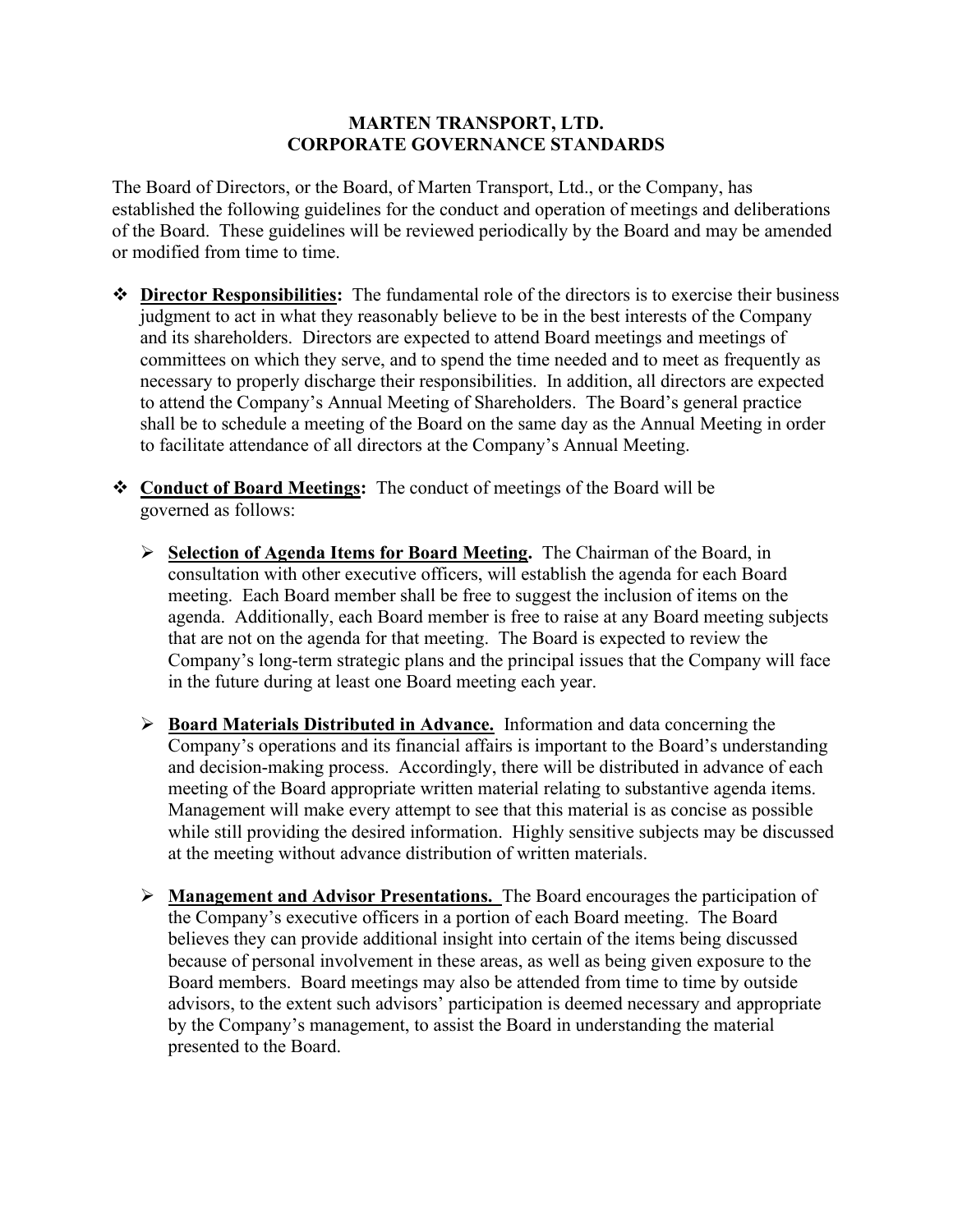# MARTEN TRANSPORT, LTD.
# CORPORATE GOVERNANCE STANDARDS

The Board of Directors, or the Board, of Marten Transport, Ltd., or the Company, has established the following guidelines for the conduct and operation of meetings and deliberations of the Board. These guidelines will be reviewed periodically by the Board and may be amended or modified from time to time.

- **Director Responsibilities:** The fundamental role of the directors is to exercise their business judgment to act in what they reasonably believe to be in the best interests of the Company and its shareholders. Directors are expected to attend Board meetings and meetings of committees on which they serve, and to spend the time needed and to meet as frequently as necessary to properly discharge their responsibilities. In addition, all directors are expected to attend the Company's Annual Meeting of Shareholders. The Board's general practice shall be to schedule a meeting of the Board on the same day as the Annual Meeting in order to facilitate attendance of all directors at the Company's Annual Meeting.

- **Conduct of Board Meetings:** The conduct of meetings of the Board will be governed as follows:

  - **Selection of Agenda Items for Board Meeting.** The Chairman of the Board, in consultation with other executive officers, will establish the agenda for each Board meeting. Each Board member shall be free to suggest the inclusion of items on the agenda. Additionally, each Board member is free to raise at any Board meeting subjects that are not on the agenda for that meeting. The Board is expected to review the Company's long-term strategic plans and the principal issues that the Company will face in the future during at least one Board meeting each year.

  - **Board Materials Distributed in Advance.** Information and data concerning the Company's operations and its financial affairs is important to the Board's understanding and decision-making process. Accordingly, there will be distributed in advance of each meeting of the Board appropriate written material relating to substantive agenda items. Management will make every attempt to see that this material is as concise as possible while still providing the desired information. Highly sensitive subjects may be discussed at the meeting without advance distribution of written materials.

  - **Management and Advisor Presentations.** The Board encourages the participation of the Company's executive officers in a portion of each Board meeting. The Board believes they can provide additional insight into certain of the items being discussed because of personal involvement in these areas, as well as being given exposure to the Board members. Board meetings may also be attended from time to time by outside advisors, to the extent such advisors' participation is deemed necessary and appropriate by the Company's management, to assist the Board in understanding the material presented to the Board.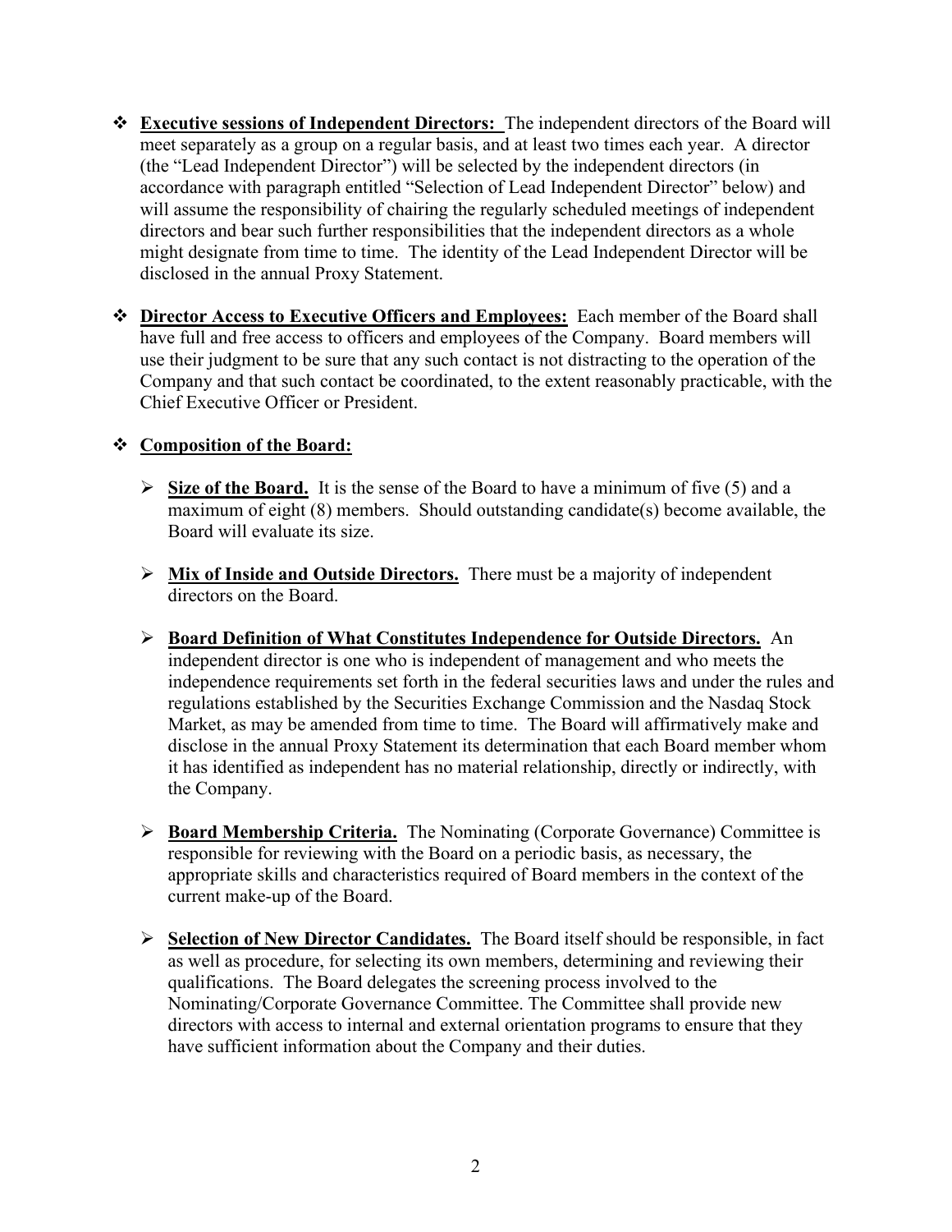- **Executive sessions of Independent Directors:** The independent directors of the Board will meet separately as a group on a regular basis, and at least two times each year. A director (the "Lead Independent Director") will be selected by the independent directors (in accordance with paragraph entitled "Selection of Lead Independent Director" below) and will assume the responsibility of chairing the regularly scheduled meetings of independent directors and bear such further responsibilities that the independent directors as a whole might designate from time to time. The identity of the Lead Independent Director will be disclosed in the annual Proxy Statement.

- **Director Access to Executive Officers and Employees:** Each member of the Board shall have full and free access to officers and employees of the Company. Board members will use their judgment to be sure that any such contact is not distracting to the operation of the Company and that such contact be coordinated, to the extent reasonably practicable, with the Chief Executive Officer or President.

- **Composition of the Board:**

  - **Size of the Board.** It is the sense of the Board to have a minimum of five (5) and a maximum of eight (8) members. Should outstanding candidate(s) become available, the Board will evaluate its size.

  - **Mix of Inside and Outside Directors.** There must be a majority of independent directors on the Board.

  - **Board Definition of What Constitutes Independence for Outside Directors.** An independent director is one who is independent of management and who meets the independence requirements set forth in the federal securities laws and under the rules and regulations established by the Securities Exchange Commission and the Nasdaq Stock Market, as may be amended from time to time. The Board will affirmatively make and disclose in the annual Proxy Statement its determination that each Board member whom it has identified as independent has no material relationship, directly or indirectly, with the Company.

  - **Board Membership Criteria.** The Nominating (Corporate Governance) Committee is responsible for reviewing with the Board on a periodic basis, as necessary, the appropriate skills and characteristics required of Board members in the context of the current make-up of the Board.

  - **Selection of New Director Candidates.** The Board itself should be responsible, in fact as well as procedure, for selecting its own members, determining and reviewing their qualifications. The Board delegates the screening process involved to the Nominating/Corporate Governance Committee. The Committee shall provide new directors with access to internal and external orientation programs to ensure that they have sufficient information about the Company and their duties.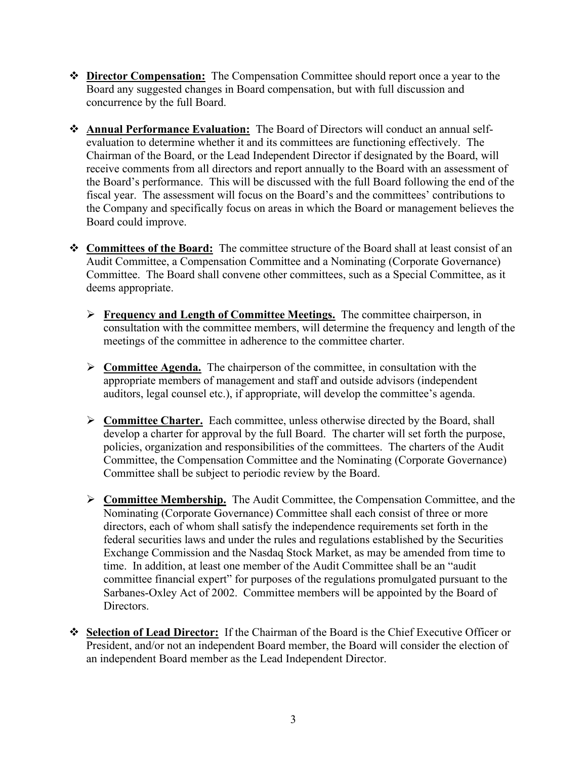- **Director Compensation:** The Compensation Committee should report once a year to the Board any suggested changes in Board compensation, but with full discussion and concurrence by the full Board.

- **Annual Performance Evaluation:** The Board of Directors will conduct an annual self-evaluation to determine whether it and its committees are functioning effectively. The Chairman of the Board, or the Lead Independent Director if designated by the Board, will receive comments from all directors and report annually to the Board with an assessment of the Board's performance. This will be discussed with the full Board following the end of the fiscal year. The assessment will focus on the Board's and the committees' contributions to the Company and specifically focus on areas in which the Board or management believes the Board could improve.

- **Committees of the Board:** The committee structure of the Board shall at least consist of an Audit Committee, a Compensation Committee and a Nominating (Corporate Governance) Committee. The Board shall convene other committees, such as a Special Committee, as it deems appropriate.

  - **Frequency and Length of Committee Meetings.** The committee chairperson, in consultation with the committee members, will determine the frequency and length of the meetings of the committee in adherence to the committee charter.

  - **Committee Agenda.** The chairperson of the committee, in consultation with the appropriate members of management and staff and outside advisors (independent auditors, legal counsel etc.), if appropriate, will develop the committee's agenda.

  - **Committee Charter.** Each committee, unless otherwise directed by the Board, shall develop a charter for approval by the full Board. The charter will set forth the purpose, policies, organization and responsibilities of the committees. The charters of the Audit Committee, the Compensation Committee and the Nominating (Corporate Governance) Committee shall be subject to periodic review by the Board.

  - **Committee Membership.** The Audit Committee, the Compensation Committee, and the Nominating (Corporate Governance) Committee shall each consist of three or more directors, each of whom shall satisfy the independence requirements set forth in the federal securities laws and under the rules and regulations established by the Securities Exchange Commission and the Nasdaq Stock Market, as may be amended from time to time. In addition, at least one member of the Audit Committee shall be an "audit committee financial expert" for purposes of the regulations promulgated pursuant to the Sarbanes-Oxley Act of 2002. Committee members will be appointed by the Board of Directors.

- **Selection of Lead Director:** If the Chairman of the Board is the Chief Executive Officer or President, and/or not an independent Board member, the Board will consider the election of an independent Board member as the Lead Independent Director.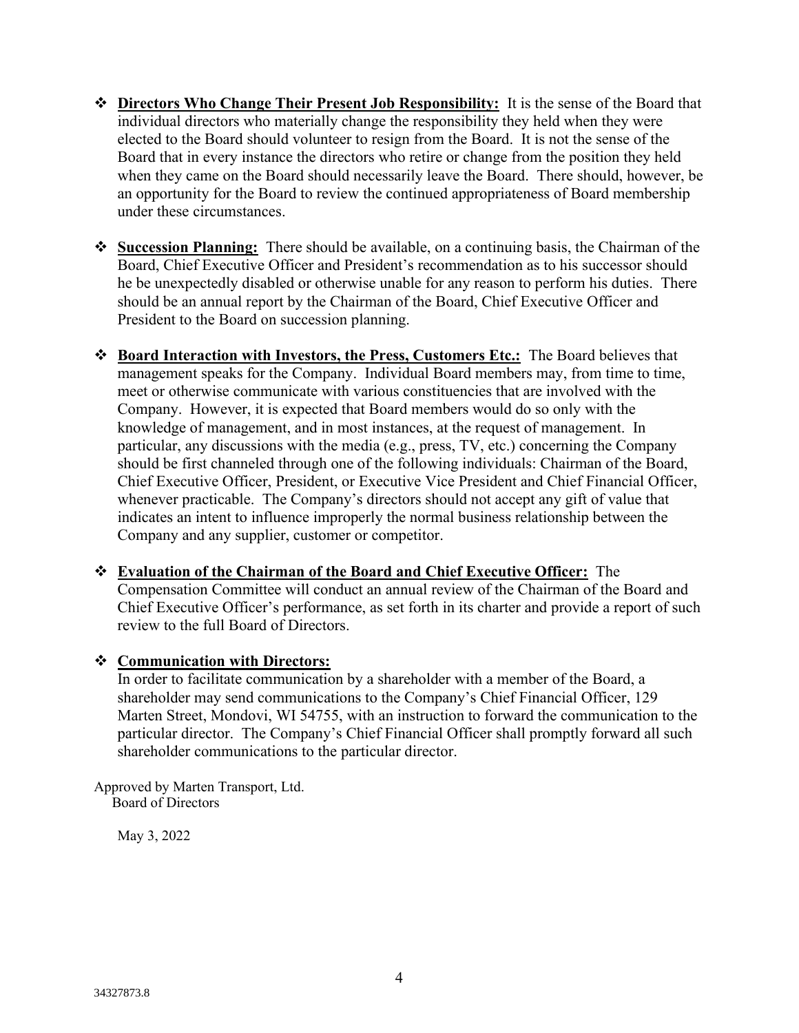- **Directors Who Change Their Present Job Responsibility:** It is the sense of the Board that individual directors who materially change the responsibility they held when they were elected to the Board should volunteer to resign from the Board. It is not the sense of the Board that in every instance the directors who retire or change from the position they held when they came on the Board should necessarily leave the Board. There should, however, be an opportunity for the Board to review the continued appropriateness of Board membership under these circumstances.

- **Succession Planning:** There should be available, on a continuing basis, the Chairman of the Board, Chief Executive Officer and President's recommendation as to his successor should he be unexpectedly disabled or otherwise unable for any reason to perform his duties. There should be an annual report by the Chairman of the Board, Chief Executive Officer and President to the Board on succession planning.

- **Board Interaction with Investors, the Press, Customers Etc.:** The Board believes that management speaks for the Company. Individual Board members may, from time to time, meet or otherwise communicate with various constituencies that are involved with the Company. However, it is expected that Board members would do so only with the knowledge of management, and in most instances, at the request of management. In particular, any discussions with the media (e.g., press, TV, etc.) concerning the Company should be first channeled through one of the following individuals: Chairman of the Board, Chief Executive Officer, President, or Executive Vice President and Chief Financial Officer, whenever practicable. The Company's directors should not accept any gift of value that indicates an intent to influence improperly the normal business relationship between the Company and any supplier, customer or competitor.

- **Evaluation of the Chairman of the Board and Chief Executive Officer:** The Compensation Committee will conduct an annual review of the Chairman of the Board and Chief Executive Officer's performance, as set forth in its charter and provide a report of such review to the full Board of Directors.

- **Communication with Directors:**
  In order to facilitate communication by a shareholder with a member of the Board, a shareholder may send communications to the Company's Chief Financial Officer, 129 Marten Street, Mondovi, WI 54755, with an instruction to forward the communication to the particular director. The Company's Chief Financial Officer shall promptly forward all such shareholder communications to the particular director.

Approved by Marten Transport, Ltd.
Board of Directors

May 3, 2022

34327873.8